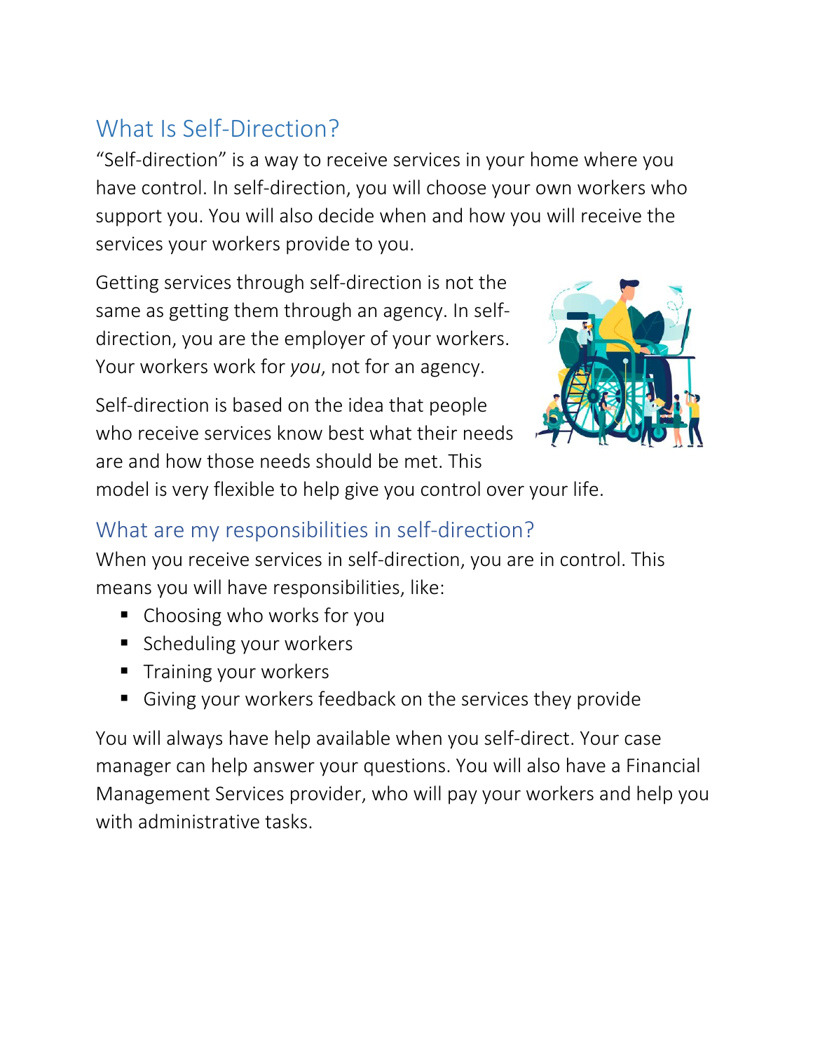## What Is Self-Direction?

"Self-direction" is a way to receive services in your home where you have control. In self-direction, you will choose your own workers who support you. You will also decide when and how you will receive the services your workers provide to you.

Getting services through self-direction is not the same as getting them through an agency. In self-direction, you are the employer of your workers. Your workers work for *you*, not for an agency.

Self-direction is based on the idea that people who receive services know best what their needs are and how those needs should be met. This model is very flexible to help give you control over your life.

## What are my responsibilities in self-direction?

When you receive services in self-direction, you are in control. This means you will have responsibilities, like:

- Choosing who works for you
- Scheduling your workers
- Training your workers
- Giving your workers feedback on the services they provide

You will always have help available when you self-direct. Your case manager can help answer your questions. You will also have a Financial Management Services provider, who will pay your workers and help you with administrative tasks.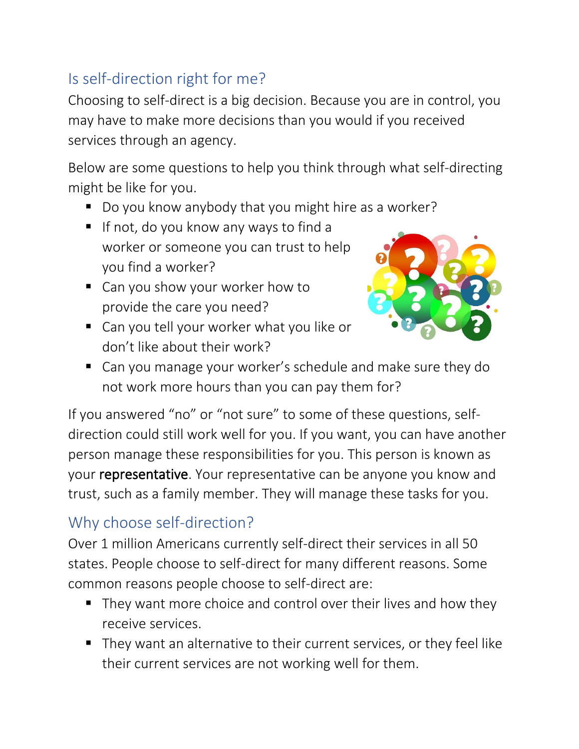## Is self-direction right for me?

Choosing to self-direct is a big decision. Because you are in control, you may have to make more decisions than you would if you received services through an agency.

Below are some questions to help you think through what self-directing might be like for you.

- Do you know anybody that you might hire as a worker?
- If not, do you know any ways to find a worker or someone you can trust to help you find a worker?
- Can you show your worker how to provide the care you need?
- Can you tell your worker what you like or don't like about their work?
- Can you manage your worker's schedule and make sure they do not work more hours than you can pay them for?

If you answered "no" or "not sure" to some of these questions, self-direction could still work well for you. If you want, you can have another person manage these responsibilities for you. This person is known as your **representative**. Your representative can be anyone you know and trust, such as a family member. They will manage these tasks for you.

## Why choose self-direction?

Over 1 million Americans currently self-direct their services in all 50 states. People choose to self-direct for many different reasons. Some common reasons people choose to self-direct are:

- They want more choice and control over their lives and how they receive services.
- They want an alternative to their current services, or they feel like their current services are not working well for them.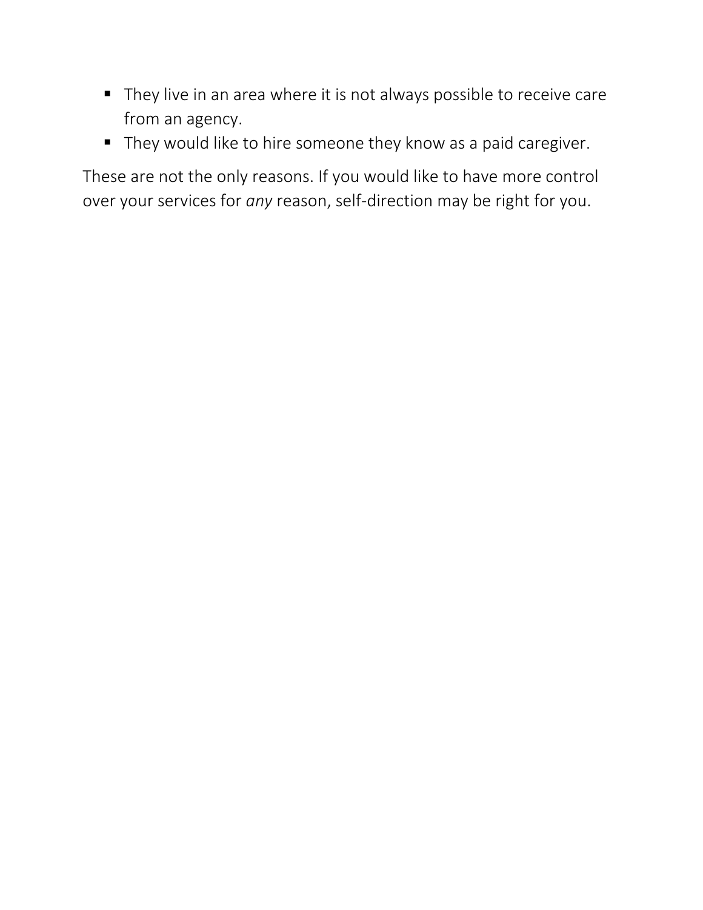- They live in an area where it is not always possible to receive care from an agency.
- They would like to hire someone they know as a paid caregiver.

These are not the only reasons. If you would like to have more control over your services for *any* reason, self-direction may be right for you.